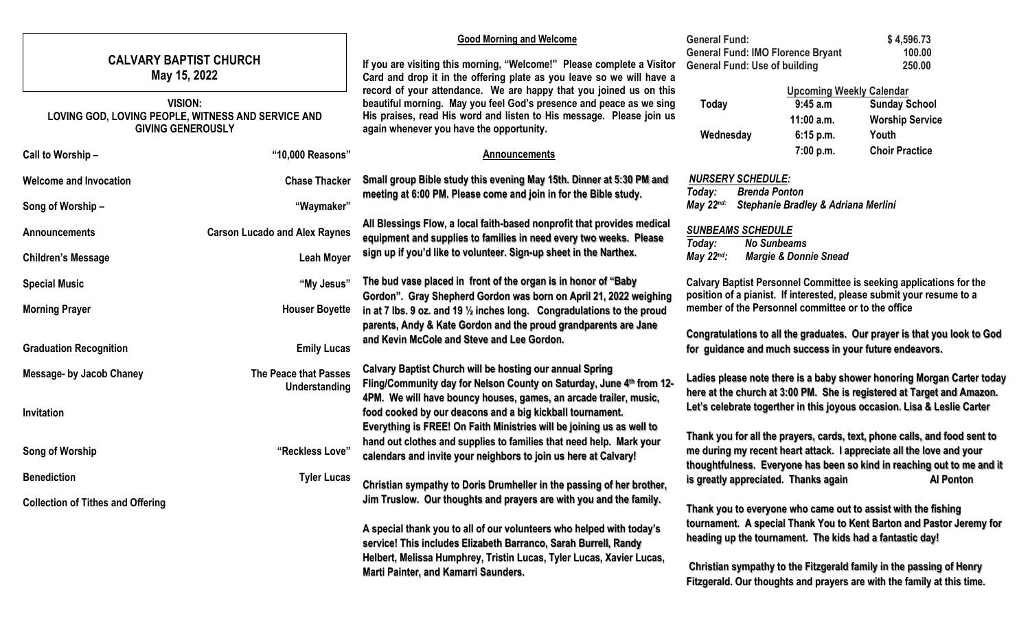# CALVARY BAPTIST CHURCH
## May 15, 2022

**VISION:**
**LOVING GOD, LOVING PEOPLE, WITNESS AND SERVICE AND GIVING GENEROUSLY**

| | |
|---|---|
| **Call to Worship –** | **"10,000 Reasons"** |
| **Welcome and Invocation** | **Chase Thacker** |
| **Song of Worship –** | **"Waymaker"** |
| **Announcements** | **Carson Lucado and Alex Raynes** |
| **Children's Message** | **Leah Moyer** |
| **Special Music** | **"My Jesus"** |
| **Morning Prayer** | **Houser Boyette** |
| **Graduation Recognition** | **Emily Lucas** |
| **Message- by Jacob Chaney** | **The Peace that Passes Understanding** |
| **Invitation** | |
| **Song of Worship** | **"Reckless Love"** |
| **Benediction** | **Tyler Lucas** |
| **Collection of Tithes and Offering** | |

**Good Morning and Welcome**

**If you are visiting this morning, "Welcome!" Please complete a Visitor Card and drop it in the offering plate as you leave so we will have a record of your attendance. We are happy that you joined us on this beautiful morning. May you feel God's presence and peace as we sing His praises, read His word and listen to His message. Please join us again whenever you have the opportunity.**

**Announcements**

**Small group Bible study this evening May 15th. Dinner at 5:30 PM and meeting at 6:00 PM. Please come and join in for the Bible study.**

**All Blessings Flow, a local faith-based nonprofit that provides medical equipment and supplies to families in need every two weeks. Please sign up if you'd like to volunteer. Sign-up sheet in the Narthex.**

**The bud vase placed in front of the organ is in honor of "Baby Gordon". Gray Shepherd Gordon was born on April 21, 2022 weighing in at 7 lbs. 9 oz. and 19 ½ inches long. Congradulations to the proud parents, Andy & Kate Gordon and the proud grandparents are Jane and Kevin McCole and Steve and Lee Gordon.**

**Calvary Baptist Church will be hosting our annual Spring Fling/Community day for Nelson County on Saturday, June 4th from 12-4PM. We will have bouncy houses, games, an arcade trailer, music, food cooked by our deacons and a big kickball tournament. Everything is FREE! On Faith Ministries will be joining us as well to hand out clothes and supplies to families that need help. Mark your calendars and invite your neighbors to join us here at Calvary!**

**Christian sympathy to Doris Drumheller in the passing of her brother, Jim Truslow. Our thoughts and prayers are with you and the family.**

**A special thank you to all of our volunteers who helped with today's service! This includes Elizabeth Barranco, Sarah Burrell, Randy Helbert, Melissa Humphrey, Tristin Lucas, Tyler Lucas, Xavier Lucas, Marti Painter, and Kamarri Saunders.**

| | |
|---|---|
| **General Fund:** | **$ 4,596.73** |
| **General Fund: IMO Florence Bryant** | **100.00** |
| **General Fund: Use of building** | **250.00** |

**Upcoming Weekly Calendar**

| | | |
|---|---|---|
| **Today** | **9:45 a.m** | **Sunday School** |
| | **11:00 a.m.** | **Worship Service** |
| **Wednesday** | **6:15 p.m.** | **Youth** |
| | **7:00 p.m.** | **Choir Practice** |

***NURSERY SCHEDULE:***
***Today:*** ***Brenda Ponton***
***May 22nd:*** ***Stephanie Bradley & Adriana Merlini***

***SUNBEAMS SCHEDULE***
***Today:*** ***No Sunbeams***
***May 22nd:*** ***Margie & Donnie Snead***

**Calvary Baptist Personnel Committee is seeking applications for the position of a pianist. If interested, please submit your resume to a member of the Personnel committee or to the office**

**Congratulations to all the graduates. Our prayer is that you look to God for guidance and much success in your future endeavors.**

**Ladies please note there is a baby shower honoring Morgan Carter today here at the church at 3:00 PM. She is registered at Target and Amazon. Let's celebrate togerther in this joyous occasion. Lisa & Leslie Carter**

**Thank you for all the prayers, cards, text, phone calls, and food sent to me during my recent heart attack. I appreciate all the love and your thoughtfulness. Everyone has been so kind in reaching out to me and it is greatly appreciated. Thanks again Al Ponton**

**Thank you to everyone who came out to assist with the fishing tournament. A special Thank You to Kent Barton and Pastor Jeremy for heading up the tournament. The kids had a fantastic day!**

**Christian sympathy to the Fitzgerald family in the passing of Henry Fitzgerald. Our thoughts and prayers are with the family at this time.**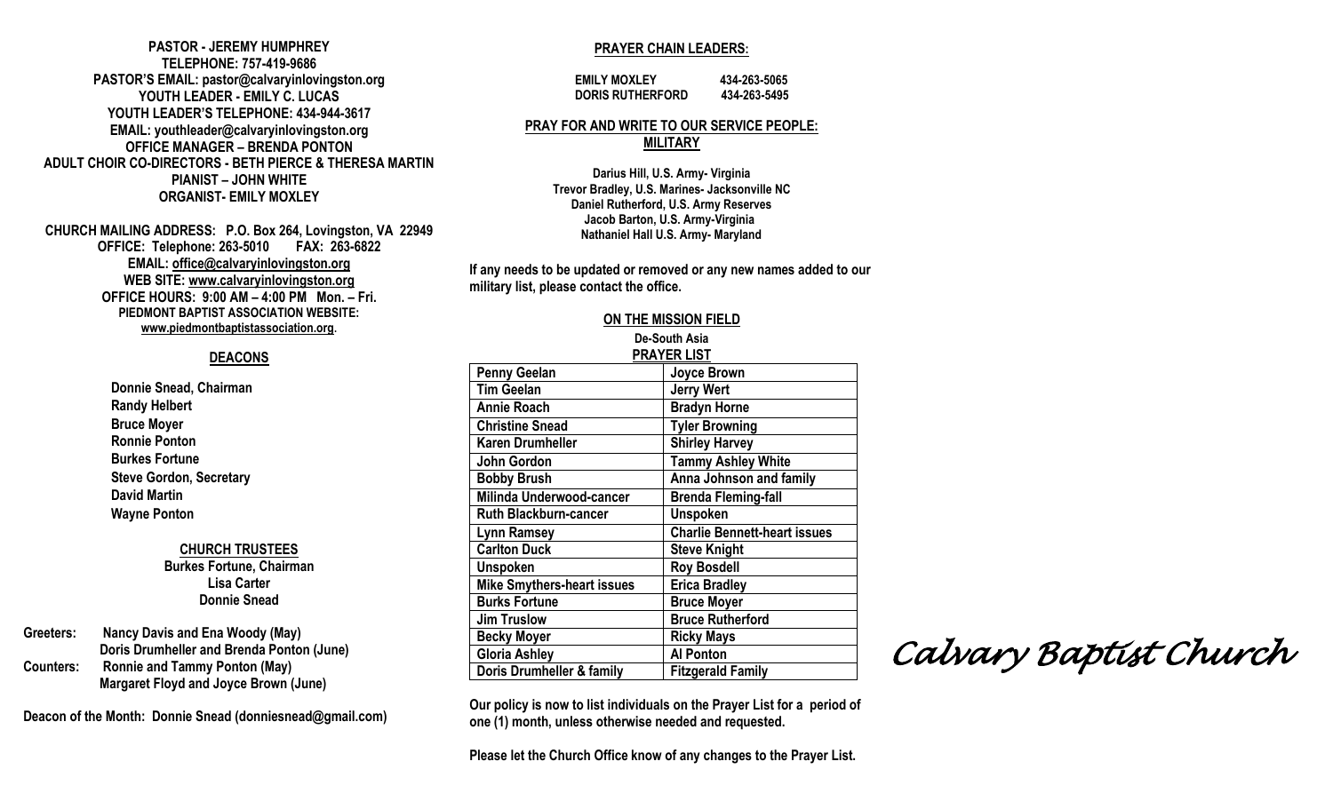**PASTOR - JEREMY HUMPHREY**
**TELEPHONE: 757-419-9686**
**PASTOR'S EMAIL: pastor@calvaryinlovingston.org**
**YOUTH LEADER - EMILY C. LUCAS**
**YOUTH LEADER'S TELEPHONE: 434-944-3617**
**EMAIL: youthleader@calvaryinlovingston.org**
**OFFICE MANAGER – BRENDA PONTON**
**ADULT CHOIR CO-DIRECTORS - BETH PIERCE & THERESA MARTIN**
**PIANIST – JOHN WHITE**
**ORGANIST- EMILY MOXLEY**

**CHURCH MAILING ADDRESS: P.O. Box 264, Lovingston, VA 22949**
**OFFICE: Telephone: 263-5010 FAX: 263-6822**
**EMAIL: office@calvaryinlovingston.org**
**WEB SITE: www.calvaryinlovingston.org**
**OFFICE HOURS: 9:00 AM – 4:00 PM Mon. – Fri.**
**PIEDMONT BAPTIST ASSOCIATION WEBSITE:**
**www.piedmontbaptistassociation.org.**

## DEACONS

**Donnie Snead, Chairman**
**Randy Helbert**
**Bruce Moyer**
**Ronnie Ponton**
**Burkes Fortune**
**Steve Gordon, Secretary**
**David Martin**
**Wayne Ponton**

## CHURCH TRUSTEES

**Burkes Fortune, Chairman**
**Lisa Carter**
**Donnie Snead**

**Greeters:** Nancy Davis and Ena Woody (May)
Doris Drumheller and Brenda Ponton (June)
**Counters:** Ronnie and Tammy Ponton (May)
Margaret Floyd and Joyce Brown (June)

**Deacon of the Month: Donnie Snead (donniesnead@gmail.com)**

## PRAYER CHAIN LEADERS:

**EMILY MOXLEY 434-263-5065**
**DORIS RUTHERFORD 434-263-5495**

## PRAY FOR AND WRITE TO OUR SERVICE PEOPLE: MILITARY

**Darius Hill, U.S. Army- Virginia**
**Trevor Bradley, U.S. Marines- Jacksonville NC**
**Daniel Rutherford, U.S. Army Reserves**
**Jacob Barton, U.S. Army-Virginia**
**Nathaniel Hall U.S. Army- Maryland**

**If any needs to be updated or removed or any new names added to our military list, please contact the office.**

## ON THE MISSION FIELD

**De-South Asia**

## PRAYER LIST

| | |
|---|---|
| Penny Geelan | Joyce Brown |
| Tim Geelan | Jerry Wert |
| Annie Roach | Bradyn Horne |
| Christine Snead | Tyler Browning |
| Karen Drumheller | Shirley Harvey |
| John Gordon | Tammy Ashley White |
| Bobby Brush | Anna Johnson and family |
| Milinda Underwood-cancer | Brenda Fleming-fall |
| Ruth Blackburn-cancer | Unspoken |
| Lynn Ramsey | Charlie Bennett-heart issues |
| Carlton Duck | Steve Knight |
| Unspoken | Roy Bosdell |
| Mike Smythers-heart issues | Erica Bradley |
| Burks Fortune | Bruce Moyer |
| Jim Truslow | Bruce Rutherford |
| Becky Moyer | Ricky Mays |
| Gloria Ashley | Al Ponton |
| Doris Drumheller & family | Fitzgerald Family |

**Our policy is now to list individuals on the Prayer List for a period of one (1) month, unless otherwise needed and requested.**

**Please let the Church Office know of any changes to the Prayer List.**

*Calvary Baptist Church*